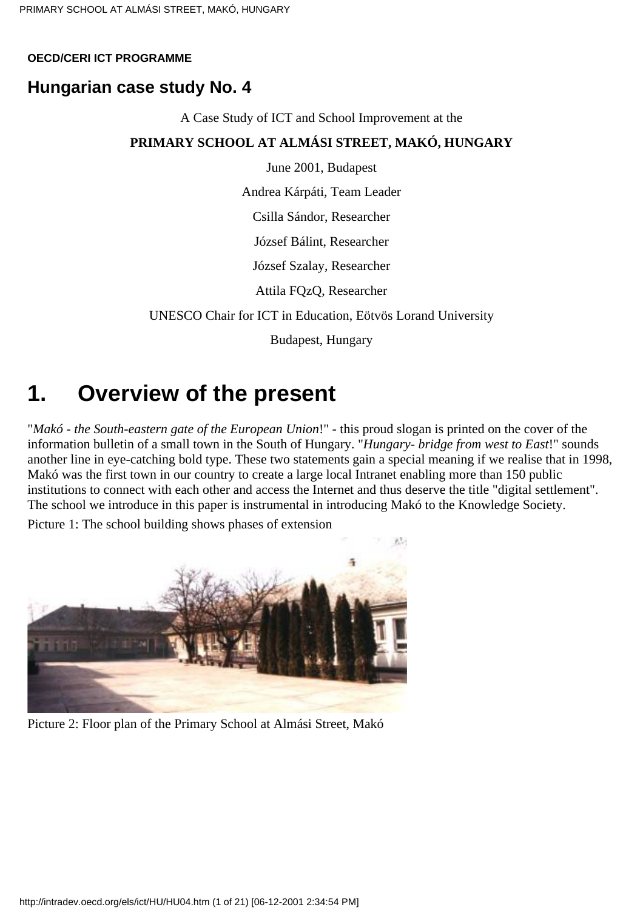**OECD/CERI ICT PROGRAMME**

## Hungarian case study No. 4

A Case Study of ICT and School Improvement at the

**PRIMARY SCHOOL AT ALMÁSI STREET, MAKÓ, HUNGARY**

June 2001, Budapest

Andrea Kárpáti, Team Leader

Csilla Sándor, Researcher

József Bálint, Researcher

József Szalay, Researcher

Attila FQzQ, Researcher

UNESCO Chair for ICT in Education, Eötvös Lorand University

Budapest, Hungary

# 1. Overview of the present

"*Makó - the South-eastern gate of the European Union*!" - this proud slogan is printed on the cover of the information bulletin of a small town in the South of Hungary. "*Hungary- bridge from west to East*!" sounds another line in eye-catching bold type. These two statements gain a special meaning if we realise that in 1998, Makó was the first town in our country to create a large local Intranet enabling more than 150 public institutions to connect with each other and access the Internet and thus deserve the title "digital settlement". The school we introduce in this paper is instrumental in introducing Makó to the Knowledge Society.

Picture 1: The school building shows phases of extension

Picture 2: Floor plan of the Primary School at Almási Street, Makó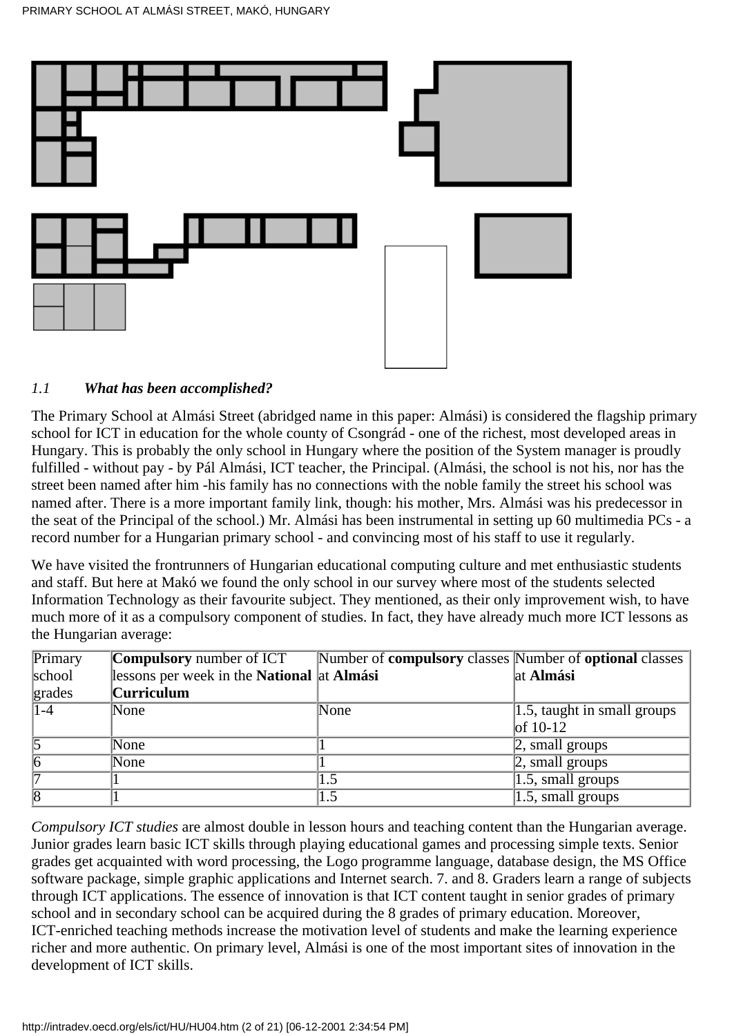*1.1 **What has been accomplished?***

The Primary School at Almási Street (abridged name in this paper: Almási) is considered the flagship primary school for ICT in education for the whole county of Csongrád - one of the richest, most developed areas in Hungary. This is probably the only school in Hungary where the position of the System manager is proudly fulfilled - without pay - by Pál Almási, ICT teacher, the Principal. (Almási, the school is not his, nor has the street been named after him -his family has no connections with the noble family the street his school was named after. There is a more important family link, though: his mother, Mrs. Almási was his predecessor in the seat of the Principal of the school.) Mr. Almási has been instrumental in setting up 60 multimedia PCs - a record number for a Hungarian primary school - and convincing most of his staff to use it regularly.

We have visited the frontrunners of Hungarian educational computing culture and met enthusiastic students and staff. But here at Makó we found the only school in our survey where most of the students selected Information Technology as their favourite subject. They mentioned, as their only improvement wish, to have much more of it as a compulsory component of studies. In fact, they have already much more ICT lessons as the Hungarian average:

| Primary school grades | **Compulsory** number of ICT lessons per week in the **National Curriculum** | Number of **compulsory** classes at **Almási** | Number of **optional** classes at **Almási** |
|---|---|---|---|
| 1-4 | None | None | 1.5, taught in small groups of 10-12 |
| 5 | None | 1 | 2, small groups |
| 6 | None | 1 | 2, small groups |
| 7 | 1 | 1.5 | 1.5, small groups |
| 8 | 1 | 1.5 | 1.5, small groups |

*Compulsory ICT studies* are almost double in lesson hours and teaching content than the Hungarian average. Junior grades learn basic ICT skills through playing educational games and processing simple texts. Senior grades get acquainted with word processing, the Logo programme language, database design, the MS Office software package, simple graphic applications and Internet search. 7. and 8. Graders learn a range of subjects through ICT applications. The essence of innovation is that ICT content taught in senior grades of primary school and in secondary school can be acquired during the 8 grades of primary education. Moreover, ICT-enriched teaching methods increase the motivation level of students and make the learning experience richer and more authentic. On primary level, Almási is one of the most important sites of innovation in the development of ICT skills.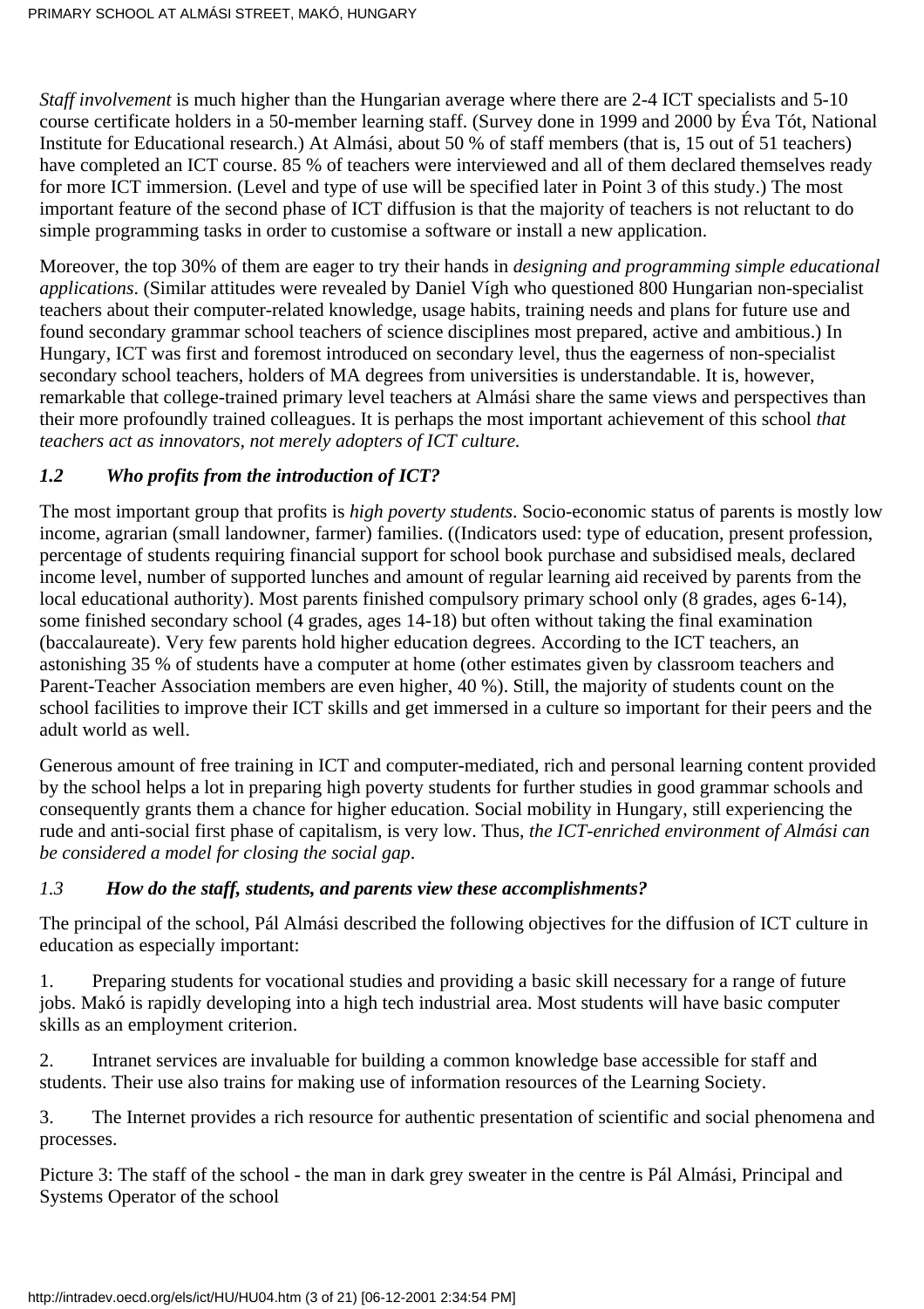*Staff involvement* is much higher than the Hungarian average where there are 2-4 ICT specialists and 5-10 course certificate holders in a 50-member learning staff. (Survey done in 1999 and 2000 by Éva Tót, National Institute for Educational research.) At Almási, about 50 % of staff members (that is, 15 out of 51 teachers) have completed an ICT course. 85 % of teachers were interviewed and all of them declared themselves ready for more ICT immersion. (Level and type of use will be specified later in Point 3 of this study.) The most important feature of the second phase of ICT diffusion is that the majority of teachers is not reluctant to do simple programming tasks in order to customise a software or install a new application.

Moreover, the top 30% of them are eager to try their hands in *designing and programming simple educational applications*. (Similar attitudes were revealed by Daniel Vígh who questioned 800 Hungarian non-specialist teachers about their computer-related knowledge, usage habits, training needs and plans for future use and found secondary grammar school teachers of science disciplines most prepared, active and ambitious.) In Hungary, ICT was first and foremost introduced on secondary level, thus the eagerness of non-specialist secondary school teachers, holders of MA degrees from universities is understandable. It is, however, remarkable that college-trained primary level teachers at Almási share the same views and perspectives than their more profoundly trained colleagues. It is perhaps the most important achievement of this school *that teachers act as innovators, not merely adopters of ICT culture.*

### *1.2 Who profits from the introduction of ICT?*

The most important group that profits is *high poverty students*. Socio-economic status of parents is mostly low income, agrarian (small landowner, farmer) families. ((Indicators used: type of education, present profession, percentage of students requiring financial support for school book purchase and subsidised meals, declared income level, number of supported lunches and amount of regular learning aid received by parents from the local educational authority). Most parents finished compulsory primary school only (8 grades, ages 6-14), some finished secondary school (4 grades, ages 14-18) but often without taking the final examination (baccalaureate). Very few parents hold higher education degrees. According to the ICT teachers, an astonishing 35 % of students have a computer at home (other estimates given by classroom teachers and Parent-Teacher Association members are even higher, 40 %). Still, the majority of students count on the school facilities to improve their ICT skills and get immersed in a culture so important for their peers and the adult world as well.

Generous amount of free training in ICT and computer-mediated, rich and personal learning content provided by the school helps a lot in preparing high poverty students for further studies in good grammar schools and consequently grants them a chance for higher education. Social mobility in Hungary, still experiencing the rude and anti-social first phase of capitalism, is very low. Thus, *the ICT-enriched environment of Almási can be considered a model for closing the social gap*.

### *1.3 How do the staff, students, and parents view these accomplishments?*

The principal of the school, Pál Almási described the following objectives for the diffusion of ICT culture in education as especially important:

1. Preparing students for vocational studies and providing a basic skill necessary for a range of future jobs. Makó is rapidly developing into a high tech industrial area. Most students will have basic computer skills as an employment criterion.

2. Intranet services are invaluable for building a common knowledge base accessible for staff and students. Their use also trains for making use of information resources of the Learning Society.

3. The Internet provides a rich resource for authentic presentation of scientific and social phenomena and processes.

Picture 3: The staff of the school - the man in dark grey sweater in the centre is Pál Almási, Principal and Systems Operator of the school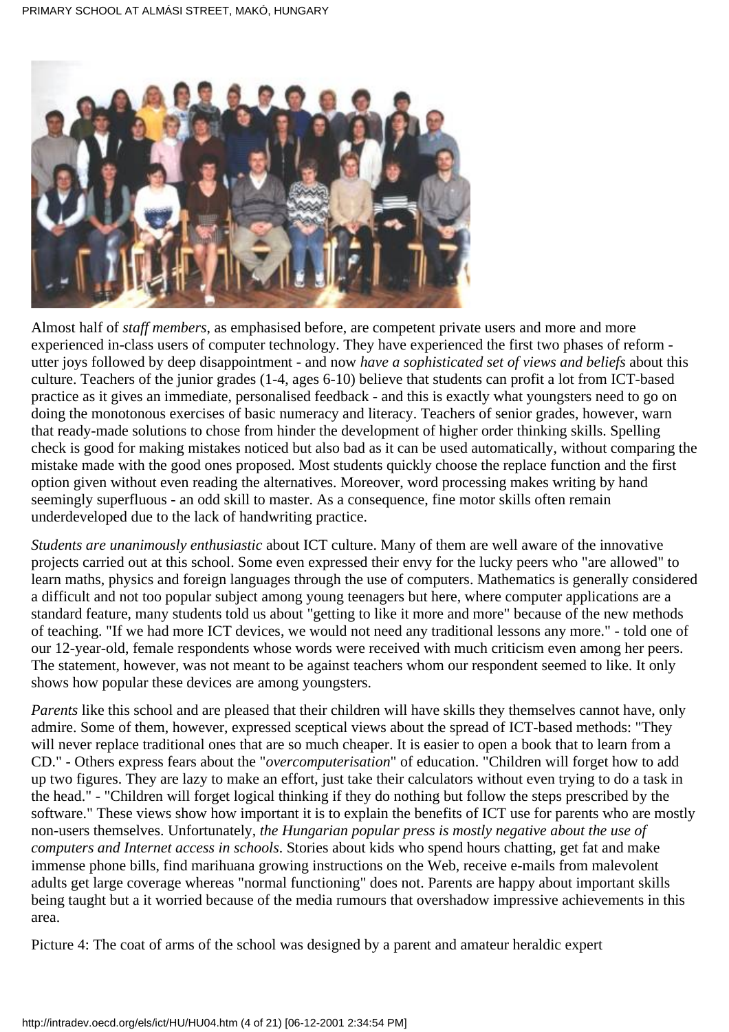Almost half of *staff members*, as emphasised before, are competent private users and more and more experienced in-class users of computer technology. They have experienced the first two phases of reform - utter joys followed by deep disappointment - and now *have a sophisticated set of views and beliefs* about this culture. Teachers of the junior grades (1-4, ages 6-10) believe that students can profit a lot from ICT-based practice as it gives an immediate, personalised feedback - and this is exactly what youngsters need to go on doing the monotonous exercises of basic numeracy and literacy. Teachers of senior grades, however, warn that ready-made solutions to chose from hinder the development of higher order thinking skills. Spelling check is good for making mistakes noticed but also bad as it can be used automatically, without comparing the mistake made with the good ones proposed. Most students quickly choose the replace function and the first option given without even reading the alternatives. Moreover, word processing makes writing by hand seemingly superfluous - an odd skill to master. As a consequence, fine motor skills often remain underdeveloped due to the lack of handwriting practice.

*Students are unanimously enthusiastic* about ICT culture. Many of them are well aware of the innovative projects carried out at this school. Some even expressed their envy for the lucky peers who "are allowed" to learn maths, physics and foreign languages through the use of computers. Mathematics is generally considered a difficult and not too popular subject among young teenagers but here, where computer applications are a standard feature, many students told us about "getting to like it more and more" because of the new methods of teaching. "If we had more ICT devices, we would not need any traditional lessons any more." - told one of our 12-year-old, female respondents whose words were received with much criticism even among her peers. The statement, however, was not meant to be against teachers whom our respondent seemed to like. It only shows how popular these devices are among youngsters.

*Parents* like this school and are pleased that their children will have skills they themselves cannot have, only admire. Some of them, however, expressed sceptical views about the spread of ICT-based methods: "They will never replace traditional ones that are so much cheaper. It is easier to open a book that to learn from a CD." - Others express fears about the "*overcomputerisation*" of education. "Children will forget how to add up two figures. They are lazy to make an effort, just take their calculators without even trying to do a task in the head." - "Children will forget logical thinking if they do nothing but follow the steps prescribed by the software." These views show how important it is to explain the benefits of ICT use for parents who are mostly non-users themselves. Unfortunately, *the Hungarian popular press is mostly negative about the use of computers and Internet access in schools*. Stories about kids who spend hours chatting, get fat and make immense phone bills, find marihuana growing instructions on the Web, receive e-mails from malevolent adults get large coverage whereas "normal functioning" does not. Parents are happy about important skills being taught but a it worried because of the media rumours that overshadow impressive achievements in this area.

Picture 4: The coat of arms of the school was designed by a parent and amateur heraldic expert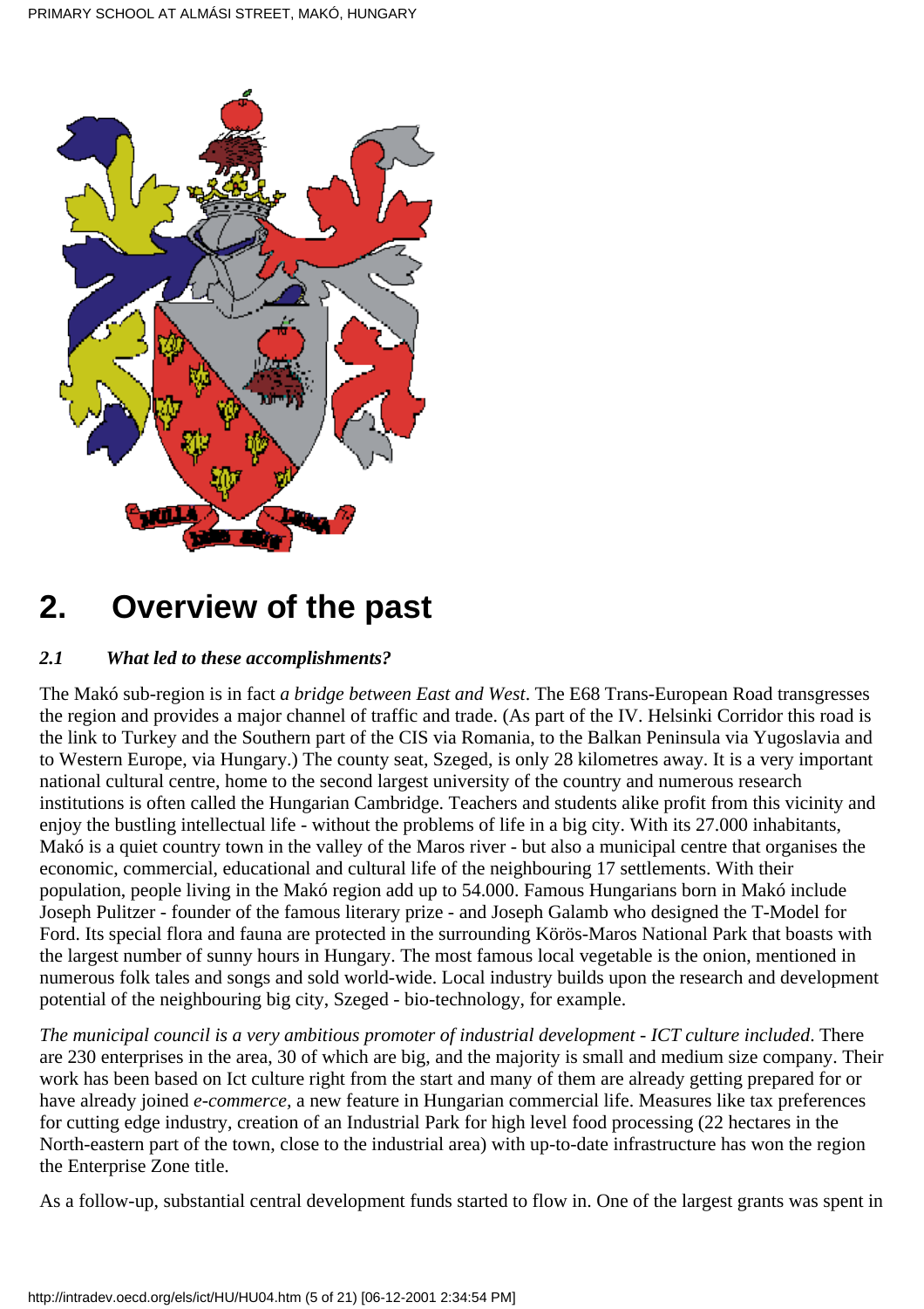## 2. Overview of the past

### *2.1 What led to these accomplishments?*

The Makó sub-region is in fact *a bridge between East and West*. The E68 Trans-European Road transgresses the region and provides a major channel of traffic and trade. (As part of the IV. Helsinki Corridor this road is the link to Turkey and the Southern part of the CIS via Romania, to the Balkan Peninsula via Yugoslavia and to Western Europe, via Hungary.) The county seat, Szeged, is only 28 kilometres away. It is a very important national cultural centre, home to the second largest university of the country and numerous research institutions is often called the Hungarian Cambridge. Teachers and students alike profit from this vicinity and enjoy the bustling intellectual life - without the problems of life in a big city. With its 27.000 inhabitants, Makó is a quiet country town in the valley of the Maros river - but also a municipal centre that organises the economic, commercial, educational and cultural life of the neighbouring 17 settlements. With their population, people living in the Makó region add up to 54.000. Famous Hungarians born in Makó include Joseph Pulitzer - founder of the famous literary prize - and Joseph Galamb who designed the T-Model for Ford. Its special flora and fauna are protected in the surrounding Körös-Maros National Park that boasts with the largest number of sunny hours in Hungary. The most famous local vegetable is the onion, mentioned in numerous folk tales and songs and sold world-wide. Local industry builds upon the research and development potential of the neighbouring big city, Szeged - bio-technology, for example.

*The municipal council is a very ambitious promoter of industrial development - ICT culture included*. There are 230 enterprises in the area, 30 of which are big, and the majority is small and medium size company. Their work has been based on Ict culture right from the start and many of them are already getting prepared for or have already joined *e-commerce,* a new feature in Hungarian commercial life. Measures like tax preferences for cutting edge industry, creation of an Industrial Park for high level food processing (22 hectares in the North-eastern part of the town, close to the industrial area) with up-to-date infrastructure has won the region the Enterprise Zone title.

As a follow-up, substantial central development funds started to flow in. One of the largest grants was spent in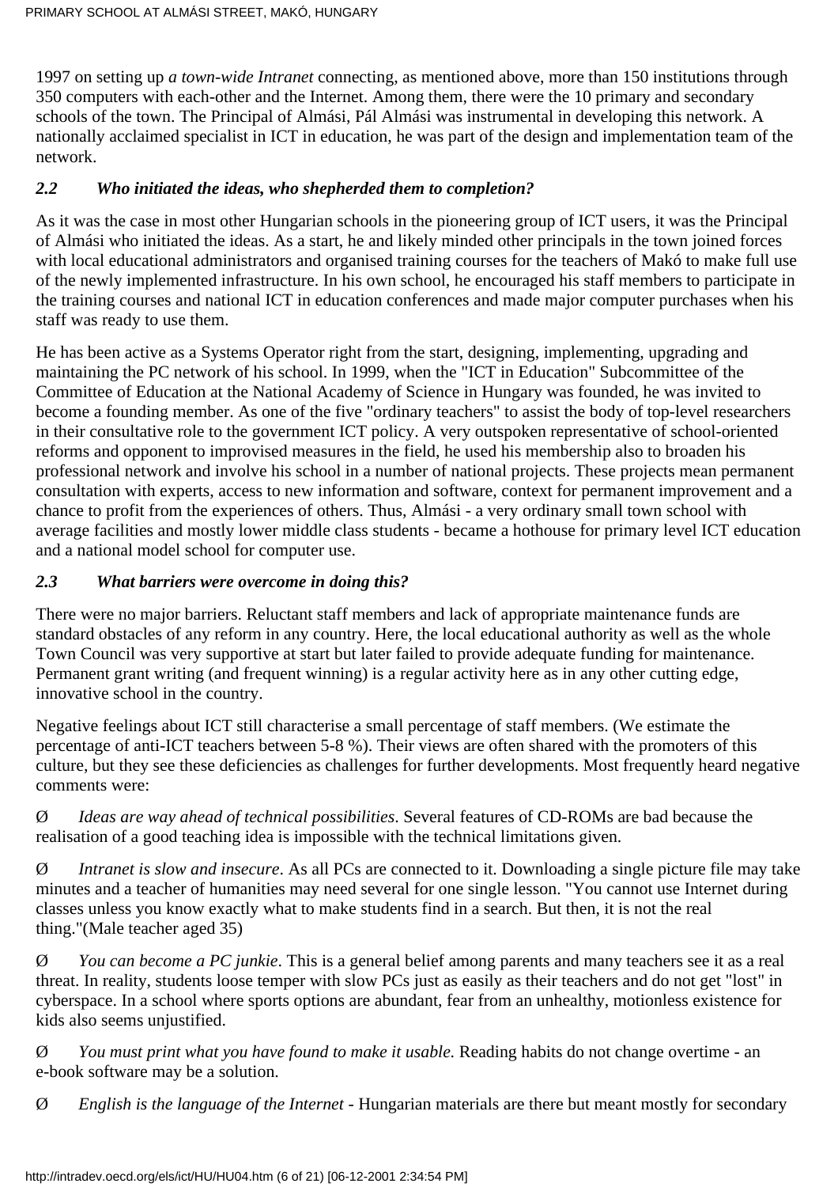1997 on setting up *a town-wide Intranet* connecting, as mentioned above, more than 150 institutions through 350 computers with each-other and the Internet. Among them, there were the 10 primary and secondary schools of the town. The Principal of Almási, Pál Almási was instrumental in developing this network. A nationally acclaimed specialist in ICT in education, he was part of the design and implementation team of the network.

### *2.2 Who initiated the ideas, who shepherded them to completion?*

As it was the case in most other Hungarian schools in the pioneering group of ICT users, it was the Principal of Almási who initiated the ideas. As a start, he and likely minded other principals in the town joined forces with local educational administrators and organised training courses for the teachers of Makó to make full use of the newly implemented infrastructure. In his own school, he encouraged his staff members to participate in the training courses and national ICT in education conferences and made major computer purchases when his staff was ready to use them.

He has been active as a Systems Operator right from the start, designing, implementing, upgrading and maintaining the PC network of his school. In 1999, when the "ICT in Education" Subcommittee of the Committee of Education at the National Academy of Science in Hungary was founded, he was invited to become a founding member. As one of the five "ordinary teachers" to assist the body of top-level researchers in their consultative role to the government ICT policy. A very outspoken representative of school-oriented reforms and opponent to improvised measures in the field, he used his membership also to broaden his professional network and involve his school in a number of national projects. These projects mean permanent consultation with experts, access to new information and software, context for permanent improvement and a chance to profit from the experiences of others. Thus, Almási - a very ordinary small town school with average facilities and mostly lower middle class students - became a hothouse for primary level ICT education and a national model school for computer use.

### *2.3 What barriers were overcome in doing this?*

There were no major barriers. Reluctant staff members and lack of appropriate maintenance funds are standard obstacles of any reform in any country. Here, the local educational authority as well as the whole Town Council was very supportive at start but later failed to provide adequate funding for maintenance. Permanent grant writing (and frequent winning) is a regular activity here as in any other cutting edge, innovative school in the country.

Negative feelings about ICT still characterise a small percentage of staff members. (We estimate the percentage of anti-ICT teachers between 5-8 %). Their views are often shared with the promoters of this culture, but they see these deficiencies as challenges for further developments. Most frequently heard negative comments were:

Ø *Ideas are way ahead of technical possibilities*. Several features of CD-ROMs are bad because the realisation of a good teaching idea is impossible with the technical limitations given.

Ø *Intranet is slow and insecure*. As all PCs are connected to it. Downloading a single picture file may take minutes and a teacher of humanities may need several for one single lesson. "You cannot use Internet during classes unless you know exactly what to make students find in a search. But then, it is not the real thing."(Male teacher aged 35)

Ø *You can become a PC junkie*. This is a general belief among parents and many teachers see it as a real threat. In reality, students loose temper with slow PCs just as easily as their teachers and do not get "lost" in cyberspace. In a school where sports options are abundant, fear from an unhealthy, motionless existence for kids also seems unjustified.

Ø *You must print what you have found to make it usable.* Reading habits do not change overtime - an e-book software may be a solution.

Ø *English is the language of the Internet* - Hungarian materials are there but meant mostly for secondary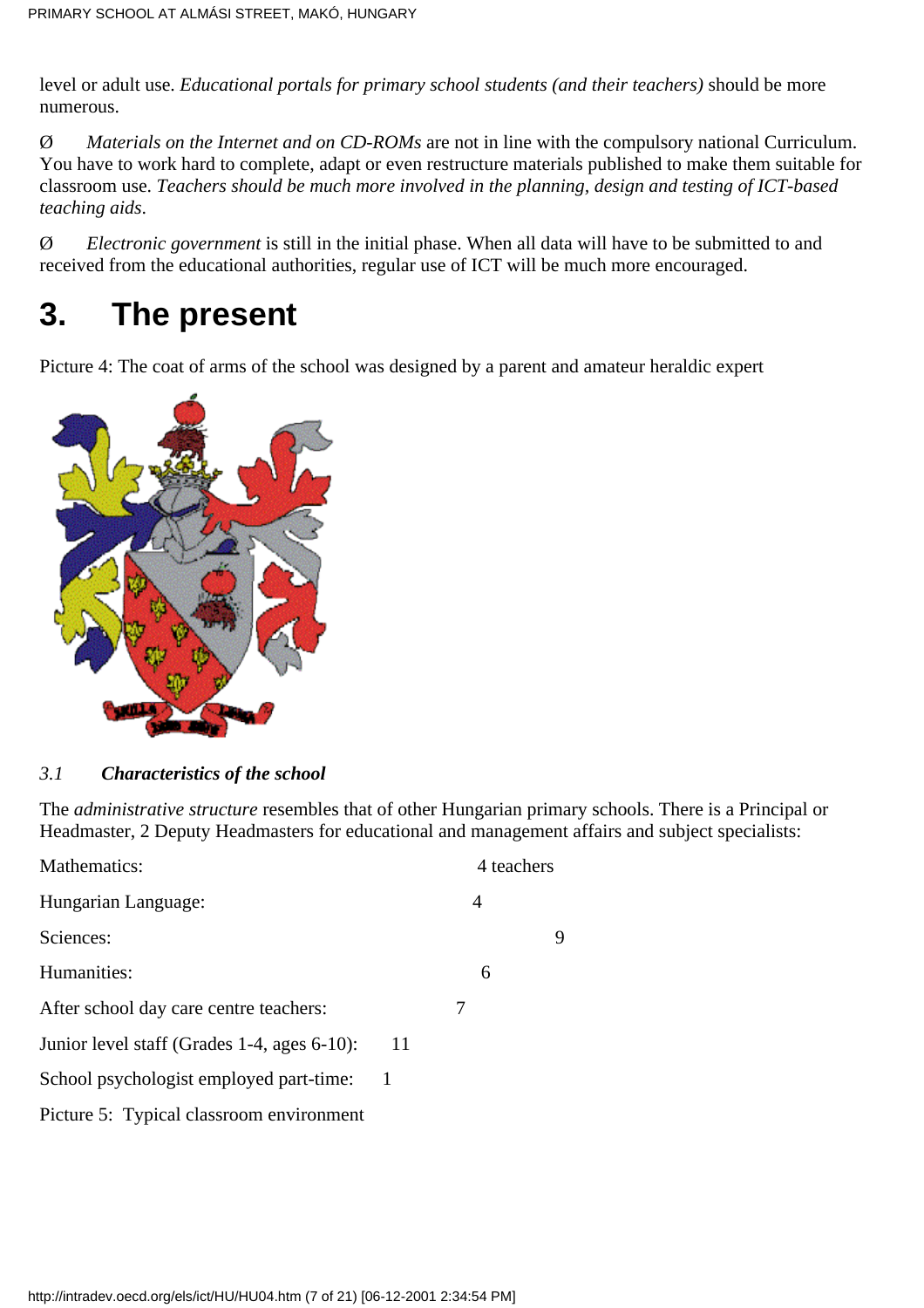level or adult use. *Educational portals for primary school students (and their teachers)* should be more numerous.

Ø *Materials on the Internet and on CD-ROMs* are not in line with the compulsory national Curriculum. You have to work hard to complete, adapt or even restructure materials published to make them suitable for classroom use. *Teachers should be much more involved in the planning, design and testing of ICT-based teaching aids*.

Ø *Electronic government* is still in the initial phase. When all data will have to be submitted to and received from the educational authorities, regular use of ICT will be much more encouraged.

# 3. The present

Picture 4: The coat of arms of the school was designed by a parent and amateur heraldic expert

### *3.1 Characteristics of the school*

The *administrative structure* resembles that of other Hungarian primary schools. There is a Principal or Headmaster, 2 Deputy Headmasters for educational and management affairs and subject specialists:

| | |
|---|---|
| Mathematics: | 4 teachers |
| Hungarian Language: | 4 |
| Sciences: | 9 |
| Humanities: | 6 |
| After school day care centre teachers: | 7 |
| Junior level staff (Grades 1-4, ages 6-10): | 11 |
| School psychologist employed part-time: | 1 |

Picture 5: Typical classroom environment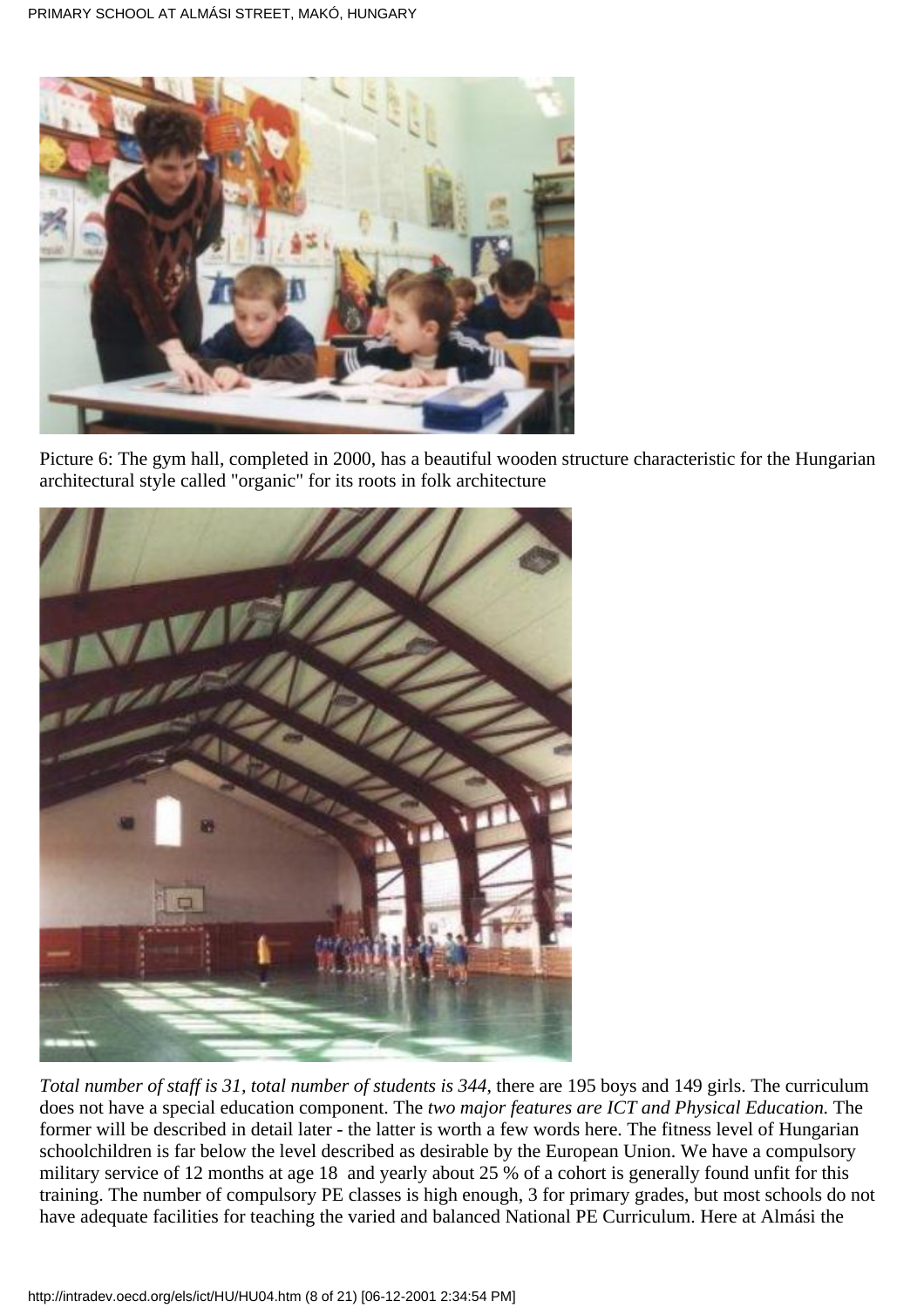Picture 6: The gym hall, completed in 2000, has a beautiful wooden structure characteristic for the Hungarian architectural style called "organic" for its roots in folk architecture

*Total number of staff is 31, total number of students is 344*, there are 195 boys and 149 girls. The curriculum does not have a special education component. The *two major features are ICT and Physical Education.* The former will be described in detail later - the latter is worth a few words here. The fitness level of Hungarian schoolchildren is far below the level described as desirable by the European Union. We have a compulsory military service of 12 months at age 18 and yearly about 25 % of a cohort is generally found unfit for this training. The number of compulsory PE classes is high enough, 3 for primary grades, but most schools do not have adequate facilities for teaching the varied and balanced National PE Curriculum. Here at Almási the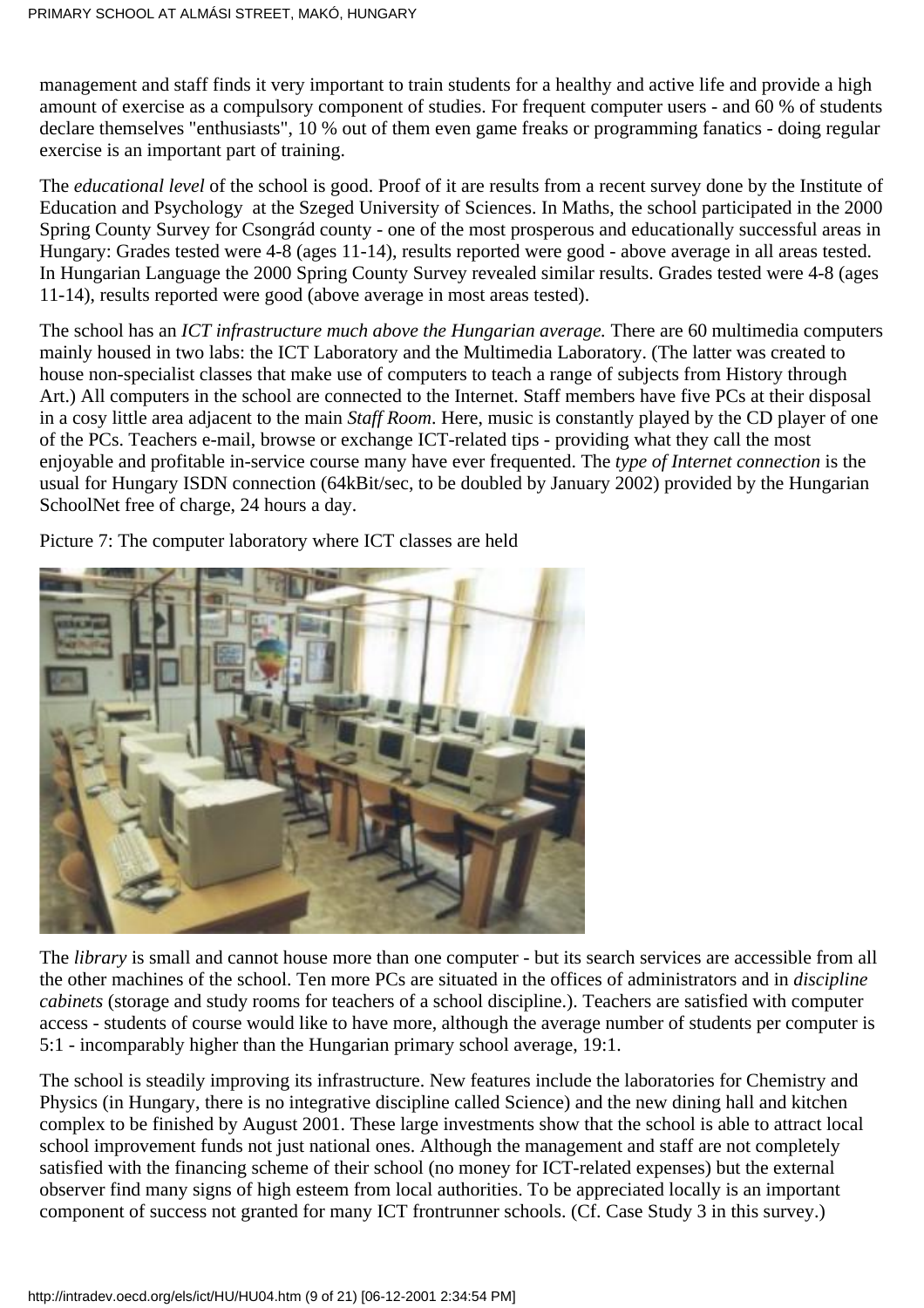management and staff finds it very important to train students for a healthy and active life and provide a high amount of exercise as a compulsory component of studies. For frequent computer users - and 60 % of students declare themselves "enthusiasts", 10 % out of them even game freaks or programming fanatics - doing regular exercise is an important part of training.

The *educational level* of the school is good. Proof of it are results from a recent survey done by the Institute of Education and Psychology at the Szeged University of Sciences. In Maths, the school participated in the 2000 Spring County Survey for Csongrád county - one of the most prosperous and educationally successful areas in Hungary: Grades tested were 4-8 (ages 11-14), results reported were good - above average in all areas tested. In Hungarian Language the 2000 Spring County Survey revealed similar results. Grades tested were 4-8 (ages 11-14), results reported were good (above average in most areas tested).

The school has an *ICT infrastructure much above the Hungarian average.* There are 60 multimedia computers mainly housed in two labs: the ICT Laboratory and the Multimedia Laboratory. (The latter was created to house non-specialist classes that make use of computers to teach a range of subjects from History through Art.) All computers in the school are connected to the Internet. Staff members have five PCs at their disposal in a cosy little area adjacent to the main *Staff Room*. Here, music is constantly played by the CD player of one of the PCs. Teachers e-mail, browse or exchange ICT-related tips - providing what they call the most enjoyable and profitable in-service course many have ever frequented. The *type of Internet connection* is the usual for Hungary ISDN connection (64kBit/sec, to be doubled by January 2002) provided by the Hungarian SchoolNet free of charge, 24 hours a day.

Picture 7: The computer laboratory where ICT classes are held

The *library* is small and cannot house more than one computer - but its search services are accessible from all the other machines of the school. Ten more PCs are situated in the offices of administrators and in *discipline cabinets* (storage and study rooms for teachers of a school discipline.). Teachers are satisfied with computer access - students of course would like to have more, although the average number of students per computer is 5:1 - incomparably higher than the Hungarian primary school average, 19:1.

The school is steadily improving its infrastructure. New features include the laboratories for Chemistry and Physics (in Hungary, there is no integrative discipline called Science) and the new dining hall and kitchen complex to be finished by August 2001. These large investments show that the school is able to attract local school improvement funds not just national ones. Although the management and staff are not completely satisfied with the financing scheme of their school (no money for ICT-related expenses) but the external observer find many signs of high esteem from local authorities. To be appreciated locally is an important component of success not granted for many ICT frontrunner schools. (Cf. Case Study 3 in this survey.)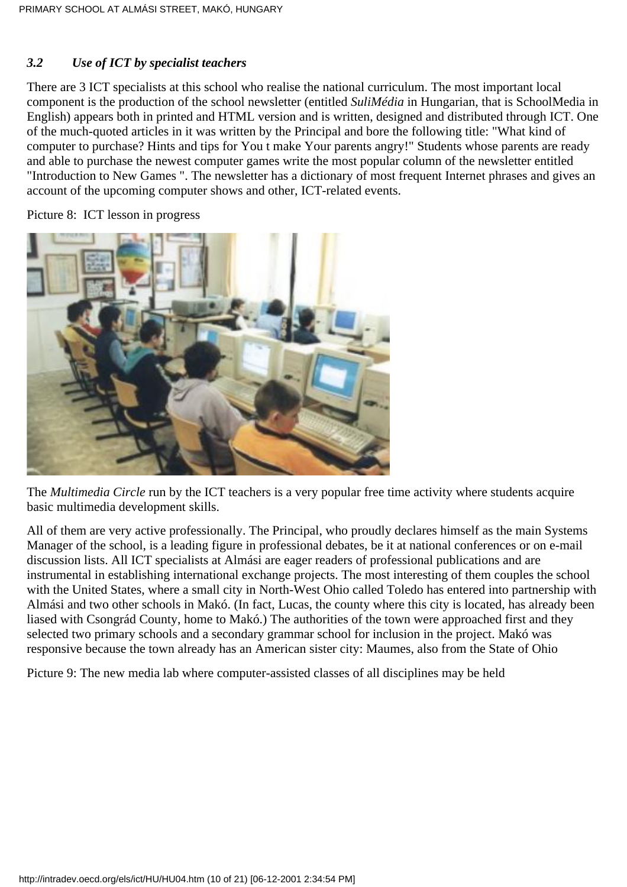### *3.2 Use of ICT by specialist teachers*

There are 3 ICT specialists at this school who realise the national curriculum. The most important local component is the production of the school newsletter (entitled *SuliMédia* in Hungarian, that is SchoolMedia in English) appears both in printed and HTML version and is written, designed and distributed through ICT. One of the much-quoted articles in it was written by the Principal and bore the following title: "What kind of computer to purchase? Hints and tips for You t make Your parents angry!" Students whose parents are ready and able to purchase the newest computer games write the most popular column of the newsletter entitled "Introduction to New Games ". The newsletter has a dictionary of most frequent Internet phrases and gives an account of the upcoming computer shows and other, ICT-related events.

Picture 8: ICT lesson in progress

The *Multimedia Circle* run by the ICT teachers is a very popular free time activity where students acquire basic multimedia development skills.

All of them are very active professionally. The Principal, who proudly declares himself as the main Systems Manager of the school, is a leading figure in professional debates, be it at national conferences or on e-mail discussion lists. All ICT specialists at Almási are eager readers of professional publications and are instrumental in establishing international exchange projects. The most interesting of them couples the school with the United States, where a small city in North-West Ohio called Toledo has entered into partnership with Almási and two other schools in Makó. (In fact, Lucas, the county where this city is located, has already been liased with Csongrád County, home to Makó.) The authorities of the town were approached first and they selected two primary schools and a secondary grammar school for inclusion in the project. Makó was responsive because the town already has an American sister city: Maumes, also from the State of Ohio

Picture 9: The new media lab where computer-assisted classes of all disciplines may be held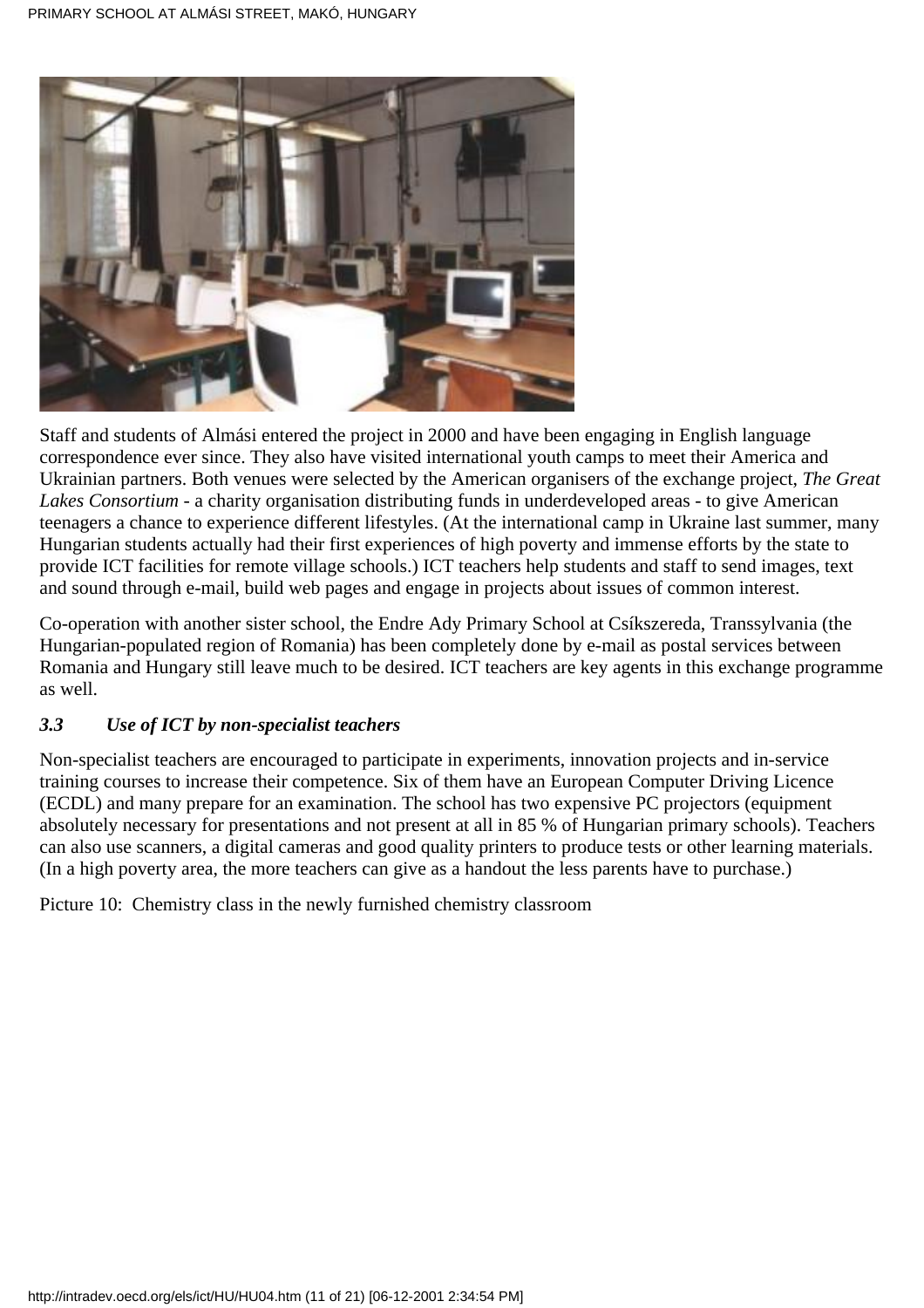Staff and students of Almási entered the project in 2000 and have been engaging in English language correspondence ever since. They also have visited international youth camps to meet their America and Ukrainian partners. Both venues were selected by the American organisers of the exchange project, *The Great Lakes Consortium* - a charity organisation distributing funds in underdeveloped areas - to give American teenagers a chance to experience different lifestyles. (At the international camp in Ukraine last summer, many Hungarian students actually had their first experiences of high poverty and immense efforts by the state to provide ICT facilities for remote village schools.) ICT teachers help students and staff to send images, text and sound through e-mail, build web pages and engage in projects about issues of common interest.

Co-operation with another sister school, the Endre Ady Primary School at Csíkszereda, Transsylvania (the Hungarian-populated region of Romania) has been completely done by e-mail as postal services between Romania and Hungary still leave much to be desired. ICT teachers are key agents in this exchange programme as well.

### *3.3 Use of ICT by non-specialist teachers*

Non-specialist teachers are encouraged to participate in experiments, innovation projects and in-service training courses to increase their competence. Six of them have an European Computer Driving Licence (ECDL) and many prepare for an examination. The school has two expensive PC projectors (equipment absolutely necessary for presentations and not present at all in 85 % of Hungarian primary schools). Teachers can also use scanners, a digital cameras and good quality printers to produce tests or other learning materials. (In a high poverty area, the more teachers can give as a handout the less parents have to purchase.)

Picture 10: Chemistry class in the newly furnished chemistry classroom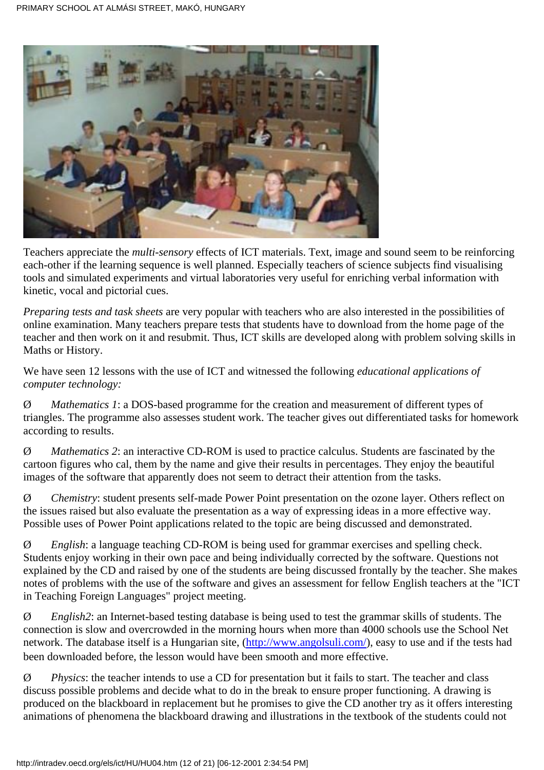Teachers appreciate the *multi-sensory* effects of ICT materials. Text, image and sound seem to be reinforcing each-other if the learning sequence is well planned. Especially teachers of science subjects find visualising tools and simulated experiments and virtual laboratories very useful for enriching verbal information with kinetic, vocal and pictorial cues.

*Preparing tests and task sheets* are very popular with teachers who are also interested in the possibilities of online examination. Many teachers prepare tests that students have to download from the home page of the teacher and then work on it and resubmit. Thus, ICT skills are developed along with problem solving skills in Maths or History.

We have seen 12 lessons with the use of ICT and witnessed the following *educational applications of computer technology:*

- *Mathematics 1*: a DOS-based programme for the creation and measurement of different types of triangles. The programme also assesses student work. The teacher gives out differentiated tasks for homework according to results.

- *Mathematics 2*: an interactive CD-ROM is used to practice calculus. Students are fascinated by the cartoon figures who cal, them by the name and give their results in percentages. They enjoy the beautiful images of the software that apparently does not seem to detract their attention from the tasks.

- *Chemistry*: student presents self-made Power Point presentation on the ozone layer. Others reflect on the issues raised but also evaluate the presentation as a way of expressing ideas in a more effective way. Possible uses of Power Point applications related to the topic are being discussed and demonstrated.

- *English*: a language teaching CD-ROM is being used for grammar exercises and spelling check. Students enjoy working in their own pace and being individually corrected by the software. Questions not explained by the CD and raised by one of the students are being discussed frontally by the teacher. She makes notes of problems with the use of the software and gives an assessment for fellow English teachers at the "ICT in Teaching Foreign Languages" project meeting.

- *English2*: an Internet-based testing database is being used to test the grammar skills of students. The connection is slow and overcrowded in the morning hours when more than 4000 schools use the School Net network. The database itself is a Hungarian site, (http://www.angolsuli.com/), easy to use and if the tests had been downloaded before, the lesson would have been smooth and more effective.

- *Physics*: the teacher intends to use a CD for presentation but it fails to start. The teacher and class discuss possible problems and decide what to do in the break to ensure proper functioning. A drawing is produced on the blackboard in replacement but he promises to give the CD another try as it offers interesting animations of phenomena the blackboard drawing and illustrations in the textbook of the students could not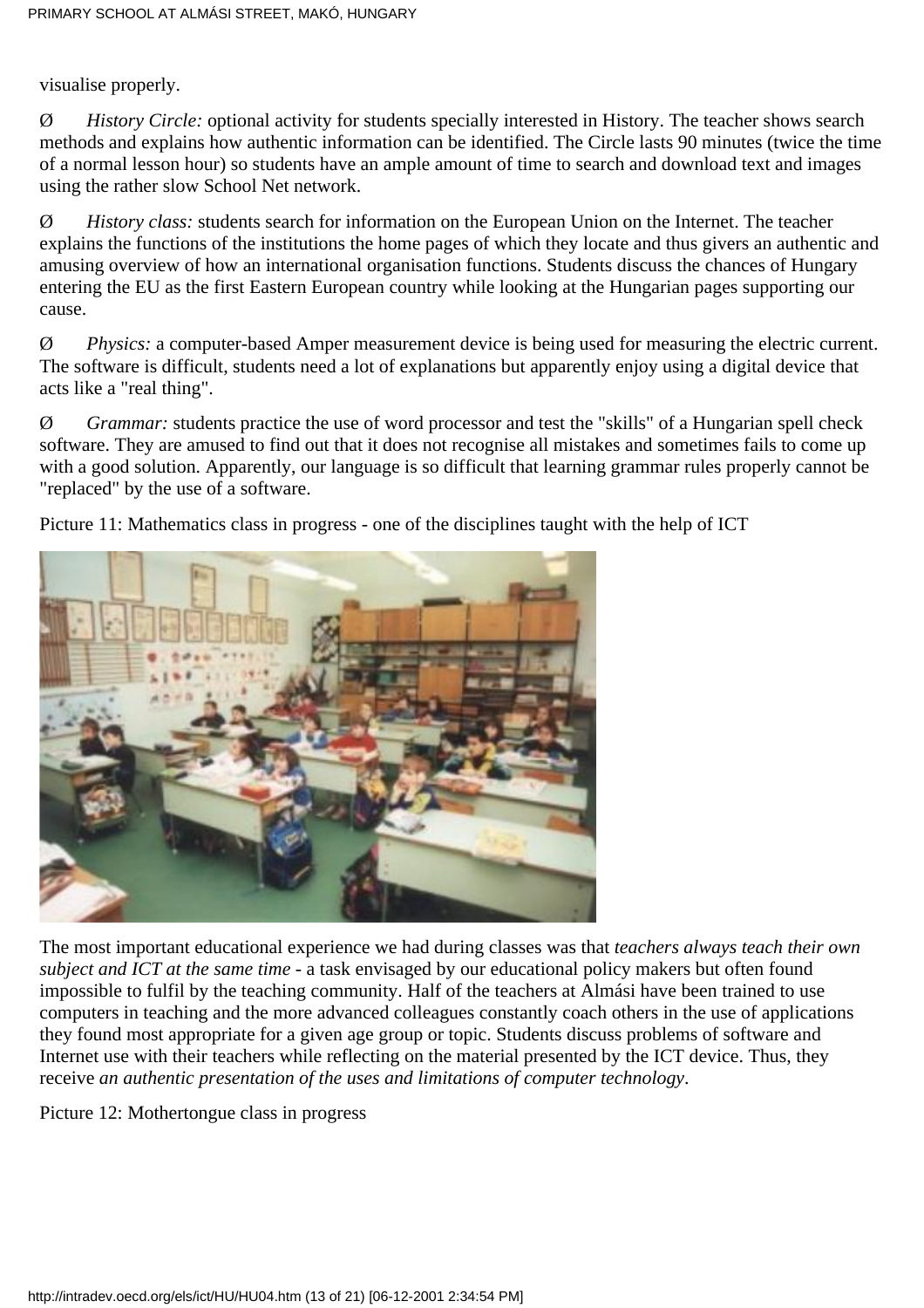visualise properly.

- *History Circle:* optional activity for students specially interested in History. The teacher shows search methods and explains how authentic information can be identified. The Circle lasts 90 minutes (twice the time of a normal lesson hour) so students have an ample amount of time to search and download text and images using the rather slow School Net network.

- *History class:* students search for information on the European Union on the Internet. The teacher explains the functions of the institutions the home pages of which they locate and thus givers an authentic and amusing overview of how an international organisation functions. Students discuss the chances of Hungary entering the EU as the first Eastern European country while looking at the Hungarian pages supporting our cause.

- *Physics:* a computer-based Amper measurement device is being used for measuring the electric current. The software is difficult, students need a lot of explanations but apparently enjoy using a digital device that acts like a "real thing".

- *Grammar:* students practice the use of word processor and test the "skills" of a Hungarian spell check software. They are amused to find out that it does not recognise all mistakes and sometimes fails to come up with a good solution. Apparently, our language is so difficult that learning grammar rules properly cannot be "replaced" by the use of a software.

Picture 11: Mathematics class in progress - one of the disciplines taught with the help of ICT

The most important educational experience we had during classes was that *teachers always teach their own subject and ICT at the same time* - a task envisaged by our educational policy makers but often found impossible to fulfil by the teaching community. Half of the teachers at Almási have been trained to use computers in teaching and the more advanced colleagues constantly coach others in the use of applications they found most appropriate for a given age group or topic. Students discuss problems of software and Internet use with their teachers while reflecting on the material presented by the ICT device. Thus, they receive *an authentic presentation of the uses and limitations of computer technology*.

Picture 12: Mothertongue class in progress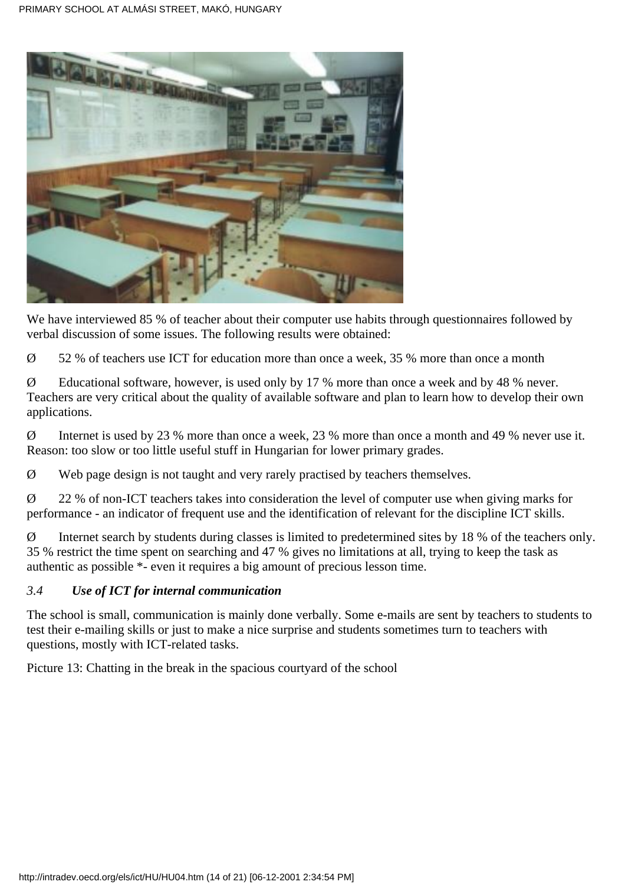We have interviewed 85 % of teacher about their computer use habits through questionnaires followed by verbal discussion of some issues. The following results were obtained:

- 52 % of teachers use ICT for education more than once a week, 35 % more than once a month
- Educational software, however, is used only by 17 % more than once a week and by 48 % never. Teachers are very critical about the quality of available software and plan to learn how to develop their own applications.
- Internet is used by 23 % more than once a week, 23 % more than once a month and 49 % never use it. Reason: too slow or too little useful stuff in Hungarian for lower primary grades.
- Web page design is not taught and very rarely practised by teachers themselves.
- 22 % of non-ICT teachers takes into consideration the level of computer use when giving marks for performance - an indicator of frequent use and the identification of relevant for the discipline ICT skills.
- Internet search by students during classes is limited to predetermined sites by 18 % of the teachers only. 35 % restrict the time spent on searching and 47 % gives no limitations at all, trying to keep the task as authentic as possible *- even it requires a big amount of precious lesson time.

### *3.4 Use of ICT for internal communication*

The school is small, communication is mainly done verbally. Some e-mails are sent by teachers to students to test their e-mailing skills or just to make a nice surprise and students sometimes turn to teachers with questions, mostly with ICT-related tasks.

Picture 13: Chatting in the break in the spacious courtyard of the school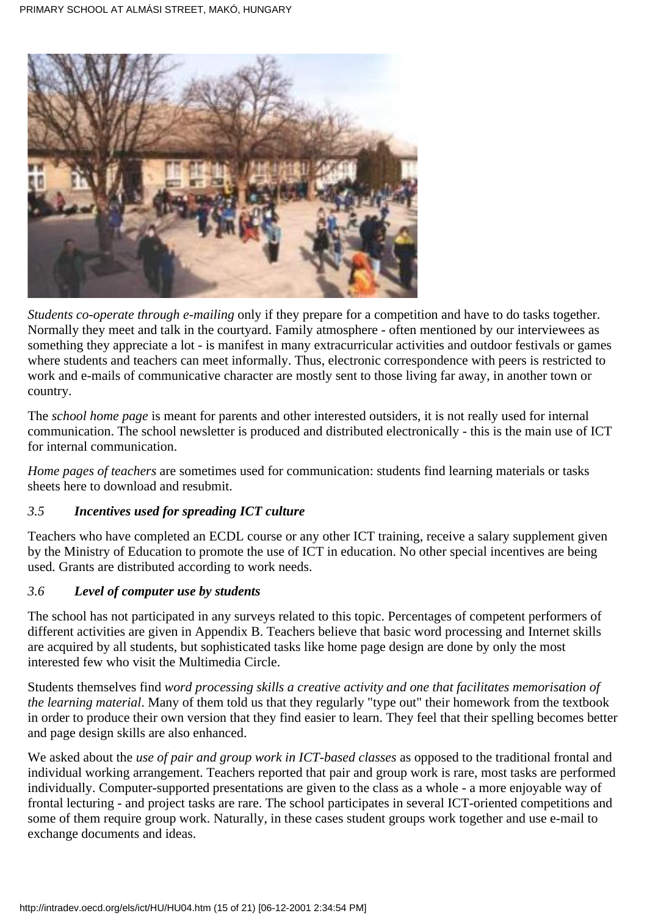*Students co-operate through e-mailing* only if they prepare for a competition and have to do tasks together. Normally they meet and talk in the courtyard. Family atmosphere - often mentioned by our interviewees as something they appreciate a lot - is manifest in many extracurricular activities and outdoor festivals or games where students and teachers can meet informally. Thus, electronic correspondence with peers is restricted to work and e-mails of communicative character are mostly sent to those living far away, in another town or country.

The *school home page* is meant for parents and other interested outsiders, it is not really used for internal communication. The school newsletter is produced and distributed electronically - this is the main use of ICT for internal communication.

*Home pages of teachers* are sometimes used for communication: students find learning materials or tasks sheets here to download and resubmit.

### *3.5 Incentives used for spreading ICT culture*

Teachers who have completed an ECDL course or any other ICT training, receive a salary supplement given by the Ministry of Education to promote the use of ICT in education. No other special incentives are being used. Grants are distributed according to work needs.

### *3.6 Level of computer use by students*

The school has not participated in any surveys related to this topic. Percentages of competent performers of different activities are given in Appendix B. Teachers believe that basic word processing and Internet skills are acquired by all students, but sophisticated tasks like home page design are done by only the most interested few who visit the Multimedia Circle.

Students themselves find *word processing skills a creative activity and one that facilitates memorisation of the learning material*. Many of them told us that they regularly "type out" their homework from the textbook in order to produce their own version that they find easier to learn. They feel that their spelling becomes better and page design skills are also enhanced.

We asked about the *use of pair and group work in ICT-based classes* as opposed to the traditional frontal and individual working arrangement. Teachers reported that pair and group work is rare, most tasks are performed individually. Computer-supported presentations are given to the class as a whole - a more enjoyable way of frontal lecturing - and project tasks are rare. The school participates in several ICT-oriented competitions and some of them require group work. Naturally, in these cases student groups work together and use e-mail to exchange documents and ideas.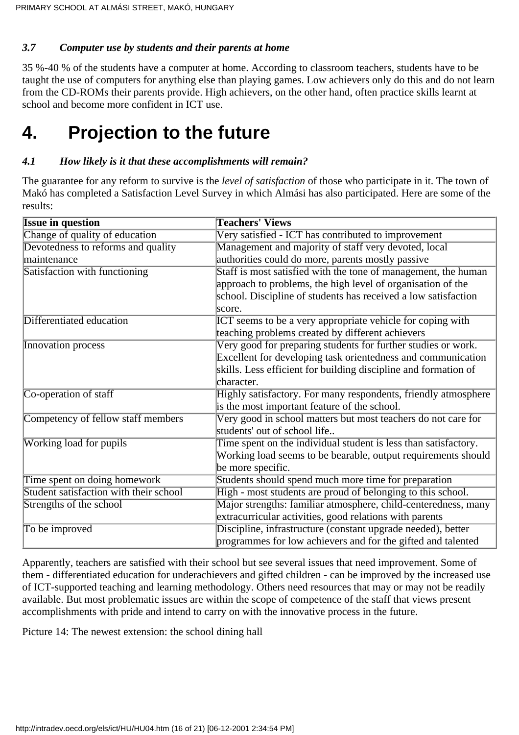### *3.7 Computer use by students and their parents at home*

35 %-40 % of the students have a computer at home. According to classroom teachers, students have to be taught the use of computers for anything else than playing games. Low achievers only do this and do not learn from the CD-ROMs their parents provide. High achievers, on the other hand, often practice skills learnt at school and become more confident in ICT use.

# 4. Projection to the future

### *4.1 How likely is it that these accomplishments will remain?*

The guarantee for any reform to survive is the *level of satisfaction* of those who participate in it. The town of Makó has completed a Satisfaction Level Survey in which Almási has also participated. Here are some of the results:

| **Issue in question** | **Teachers' Views** |
|---|---|
| Change of quality of education | Very satisfied - ICT has contributed to improvement |
| Devotedness to reforms and quality maintenance | Management and majority of staff very devoted, local authorities could do more, parents mostly passive |
| Satisfaction with functioning | Staff is most satisfied with the tone of management, the human approach to problems, the high level of organisation of the school. Discipline of students has received a low satisfaction score. |
| Differentiated education | ICT seems to be a very appropriate vehicle for coping with teaching problems created by different achievers |
| Innovation process | Very good for preparing students for further studies or work. Excellent for developing task orientedness and communication skills. Less efficient for building discipline and formation of character. |
| Co-operation of staff | Highly satisfactory. For many respondents, friendly atmosphere is the most important feature of the school. |
| Competency of fellow staff members | Very good in school matters but most teachers do not care for students' out of school life.. |
| Working load for pupils | Time spent on the individual student is less than satisfactory. Working load seems to be bearable, output requirements should be more specific. |
| Time spent on doing homework | Students should spend much more time for preparation |
| Student satisfaction with their school | High - most students are proud of belonging to this school. |
| Strengths of the school | Major strengths: familiar atmosphere, child-centeredness, many extracurricular activities, good relations with parents |
| To be improved | Discipline, infrastructure (constant upgrade needed), better programmes for low achievers and for the gifted and talented |

Apparently, teachers are satisfied with their school but see several issues that need improvement. Some of them - differentiated education for underachievers and gifted children - can be improved by the increased use of ICT-supported teaching and learning methodology. Others need resources that may or may not be readily available. But most problematic issues are within the scope of competence of the staff that views present accomplishments with pride and intend to carry on with the innovative process in the future.

Picture 14: The newest extension: the school dining hall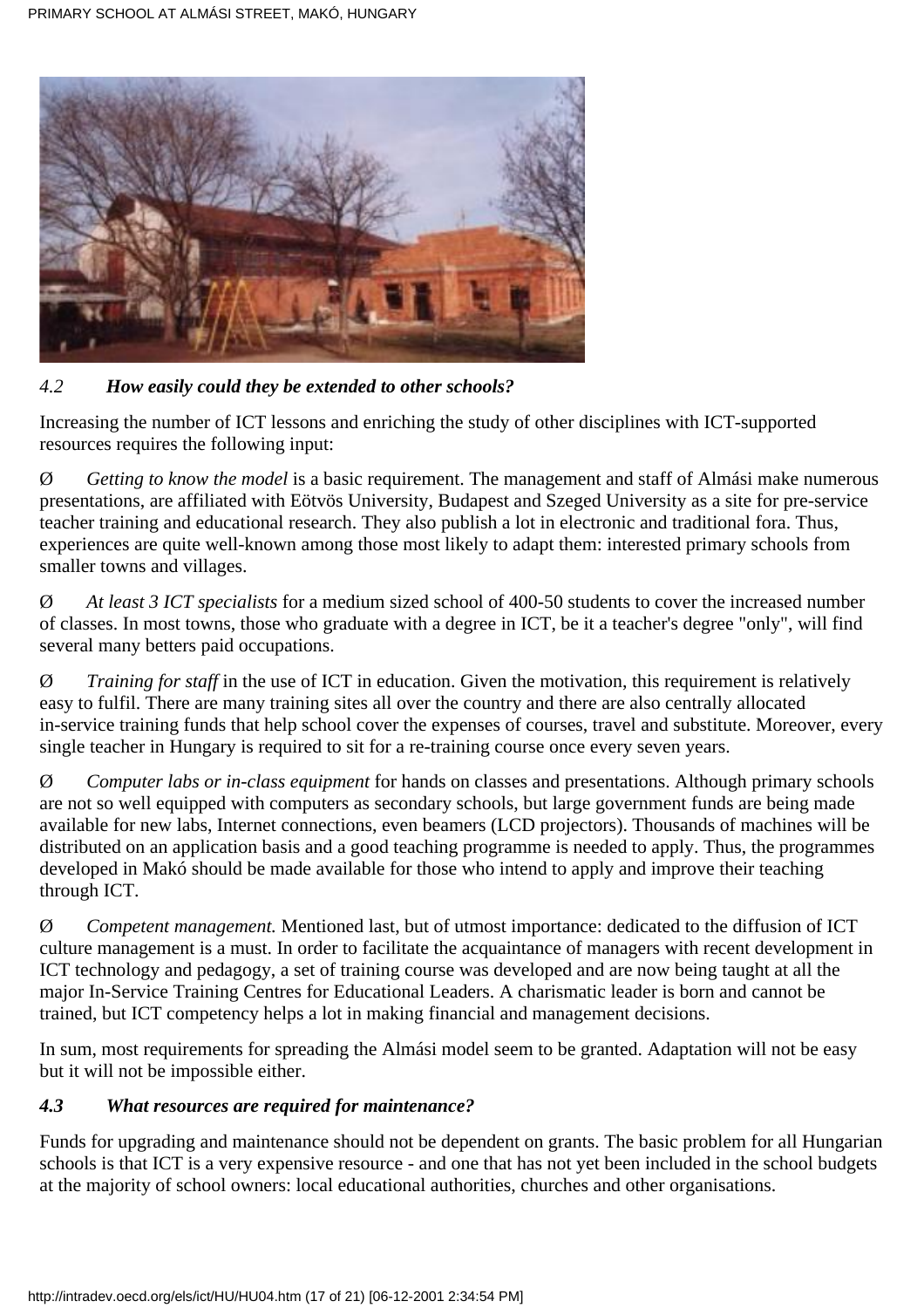### *4.2 How easily could they be extended to other schools?*

Increasing the number of ICT lessons and enriching the study of other disciplines with ICT-supported resources requires the following input:

Ø *Getting to know the model* is a basic requirement. The management and staff of Almási make numerous presentations, are affiliated with Eötvös University, Budapest and Szeged University as a site for pre-service teacher training and educational research. They also publish a lot in electronic and traditional fora. Thus, experiences are quite well-known among those most likely to adapt them: interested primary schools from smaller towns and villages.

Ø *At least 3 ICT specialists* for a medium sized school of 400-50 students to cover the increased number of classes. In most towns, those who graduate with a degree in ICT, be it a teacher's degree "only", will find several many betters paid occupations.

Ø *Training for staff* in the use of ICT in education. Given the motivation, this requirement is relatively easy to fulfil. There are many training sites all over the country and there are also centrally allocated in-service training funds that help school cover the expenses of courses, travel and substitute. Moreover, every single teacher in Hungary is required to sit for a re-training course once every seven years.

Ø *Computer labs or in-class equipment* for hands on classes and presentations. Although primary schools are not so well equipped with computers as secondary schools, but large government funds are being made available for new labs, Internet connections, even beamers (LCD projectors). Thousands of machines will be distributed on an application basis and a good teaching programme is needed to apply. Thus, the programmes developed in Makó should be made available for those who intend to apply and improve their teaching through ICT.

Ø *Competent management.* Mentioned last, but of utmost importance: dedicated to the diffusion of ICT culture management is a must. In order to facilitate the acquaintance of managers with recent development in ICT technology and pedagogy, a set of training course was developed and are now being taught at all the major In-Service Training Centres for Educational Leaders. A charismatic leader is born and cannot be trained, but ICT competency helps a lot in making financial and management decisions.

In sum, most requirements for spreading the Almási model seem to be granted. Adaptation will not be easy but it will not be impossible either.

### *4.3 What resources are required for maintenance?*

Funds for upgrading and maintenance should not be dependent on grants. The basic problem for all Hungarian schools is that ICT is a very expensive resource - and one that has not yet been included in the school budgets at the majority of school owners: local educational authorities, churches and other organisations.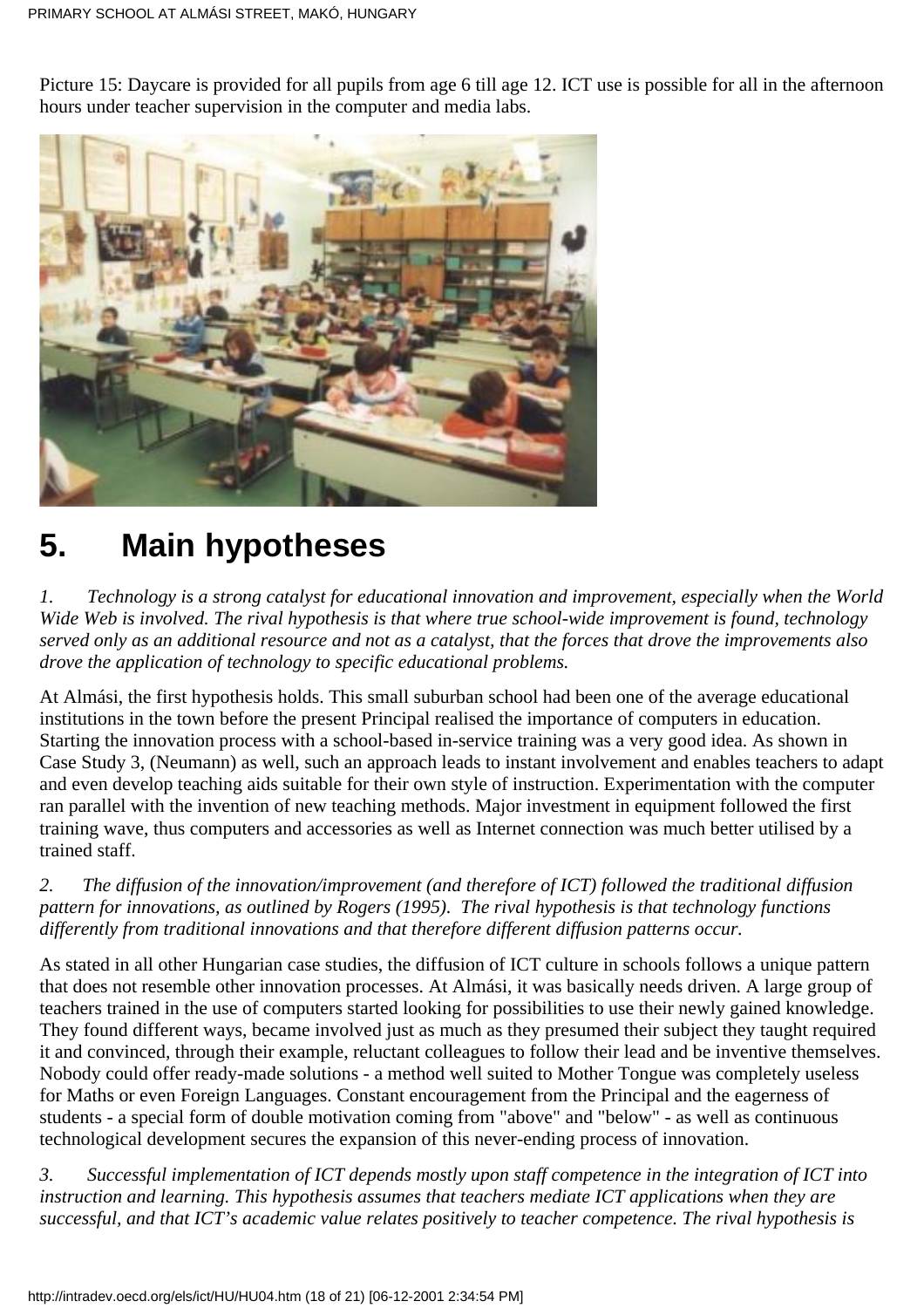Picture 15: Daycare is provided for all pupils from age 6 till age 12. ICT use is possible for all in the afternoon hours under teacher supervision in the computer and media labs.

# 5. Main hypotheses

*1. Technology is a strong catalyst for educational innovation and improvement, especially when the World Wide Web is involved. The rival hypothesis is that where true school-wide improvement is found, technology served only as an additional resource and not as a catalyst, that the forces that drove the improvements also drove the application of technology to specific educational problems.*

At Almási, the first hypothesis holds. This small suburban school had been one of the average educational institutions in the town before the present Principal realised the importance of computers in education. Starting the innovation process with a school-based in-service training was a very good idea. As shown in Case Study 3, (Neumann) as well, such an approach leads to instant involvement and enables teachers to adapt and even develop teaching aids suitable for their own style of instruction. Experimentation with the computer ran parallel with the invention of new teaching methods. Major investment in equipment followed the first training wave, thus computers and accessories as well as Internet connection was much better utilised by a trained staff.

*2. The diffusion of the innovation/improvement (and therefore of ICT) followed the traditional diffusion pattern for innovations, as outlined by Rogers (1995). The rival hypothesis is that technology functions differently from traditional innovations and that therefore different diffusion patterns occur.*

As stated in all other Hungarian case studies, the diffusion of ICT culture in schools follows a unique pattern that does not resemble other innovation processes. At Almási, it was basically needs driven. A large group of teachers trained in the use of computers started looking for possibilities to use their newly gained knowledge. They found different ways, became involved just as much as they presumed their subject they taught required it and convinced, through their example, reluctant colleagues to follow their lead and be inventive themselves. Nobody could offer ready-made solutions - a method well suited to Mother Tongue was completely useless for Maths or even Foreign Languages. Constant encouragement from the Principal and the eagerness of students - a special form of double motivation coming from "above" and "below" - as well as continuous technological development secures the expansion of this never-ending process of innovation.

*3. Successful implementation of ICT depends mostly upon staff competence in the integration of ICT into instruction and learning. This hypothesis assumes that teachers mediate ICT applications when they are successful, and that ICT's academic value relates positively to teacher competence. The rival hypothesis is*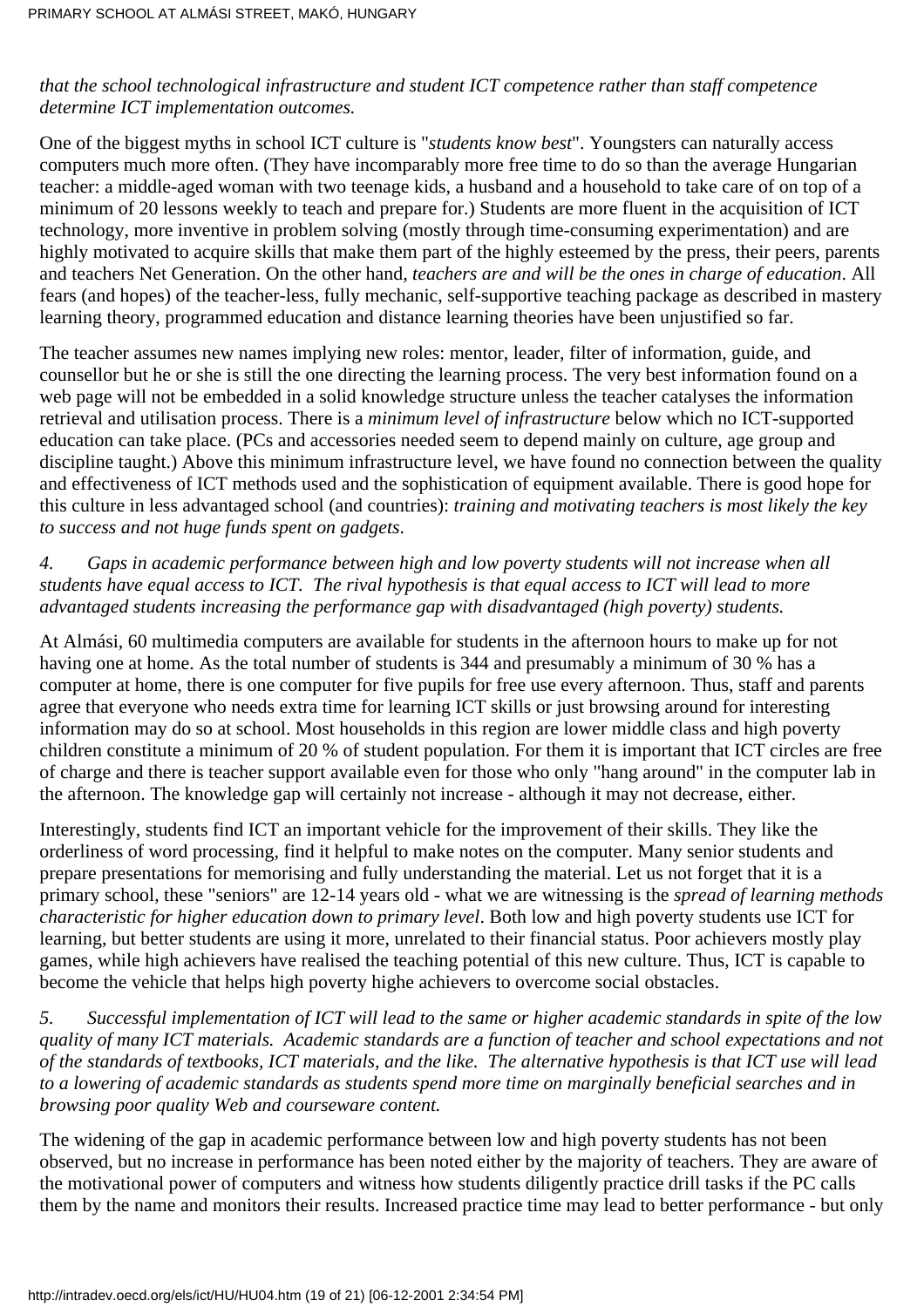*that the school technological infrastructure and student ICT competence rather than staff competence determine ICT implementation outcomes.*

One of the biggest myths in school ICT culture is "*students know best*". Youngsters can naturally access computers much more often. (They have incomparably more free time to do so than the average Hungarian teacher: a middle-aged woman with two teenage kids, a husband and a household to take care of on top of a minimum of 20 lessons weekly to teach and prepare for.) Students are more fluent in the acquisition of ICT technology, more inventive in problem solving (mostly through time-consuming experimentation) and are highly motivated to acquire skills that make them part of the highly esteemed by the press, their peers, parents and teachers Net Generation. On the other hand, *teachers are and will be the ones in charge of education*. All fears (and hopes) of the teacher-less, fully mechanic, self-supportive teaching package as described in mastery learning theory, programmed education and distance learning theories have been unjustified so far.

The teacher assumes new names implying new roles: mentor, leader, filter of information, guide, and counsellor but he or she is still the one directing the learning process. The very best information found on a web page will not be embedded in a solid knowledge structure unless the teacher catalyses the information retrieval and utilisation process. There is a *minimum level of infrastructure* below which no ICT-supported education can take place. (PCs and accessories needed seem to depend mainly on culture, age group and discipline taught.) Above this minimum infrastructure level, we have found no connection between the quality and effectiveness of ICT methods used and the sophistication of equipment available. There is good hope for this culture in less advantaged school (and countries): *training and motivating teachers is most likely the key to success and not huge funds spent on gadgets*.

*4. Gaps in academic performance between high and low poverty students will not increase when all students have equal access to ICT. The rival hypothesis is that equal access to ICT will lead to more advantaged students increasing the performance gap with disadvantaged (high poverty) students.*

At Almási, 60 multimedia computers are available for students in the afternoon hours to make up for not having one at home. As the total number of students is 344 and presumably a minimum of 30 % has a computer at home, there is one computer for five pupils for free use every afternoon. Thus, staff and parents agree that everyone who needs extra time for learning ICT skills or just browsing around for interesting information may do so at school. Most households in this region are lower middle class and high poverty children constitute a minimum of 20 % of student population. For them it is important that ICT circles are free of charge and there is teacher support available even for those who only "hang around" in the computer lab in the afternoon. The knowledge gap will certainly not increase - although it may not decrease, either.

Interestingly, students find ICT an important vehicle for the improvement of their skills. They like the orderliness of word processing, find it helpful to make notes on the computer. Many senior students and prepare presentations for memorising and fully understanding the material. Let us not forget that it is a primary school, these "seniors" are 12-14 years old - what we are witnessing is the *spread of learning methods characteristic for higher education down to primary level*. Both low and high poverty students use ICT for learning, but better students are using it more, unrelated to their financial status. Poor achievers mostly play games, while high achievers have realised the teaching potential of this new culture. Thus, ICT is capable to become the vehicle that helps high poverty highe achievers to overcome social obstacles.

*5. Successful implementation of ICT will lead to the same or higher academic standards in spite of the low quality of many ICT materials. Academic standards are a function of teacher and school expectations and not of the standards of textbooks, ICT materials, and the like. The alternative hypothesis is that ICT use will lead to a lowering of academic standards as students spend more time on marginally beneficial searches and in browsing poor quality Web and courseware content.*

The widening of the gap in academic performance between low and high poverty students has not been observed, but no increase in performance has been noted either by the majority of teachers. They are aware of the motivational power of computers and witness how students diligently practice drill tasks if the PC calls them by the name and monitors their results. Increased practice time may lead to better performance - but only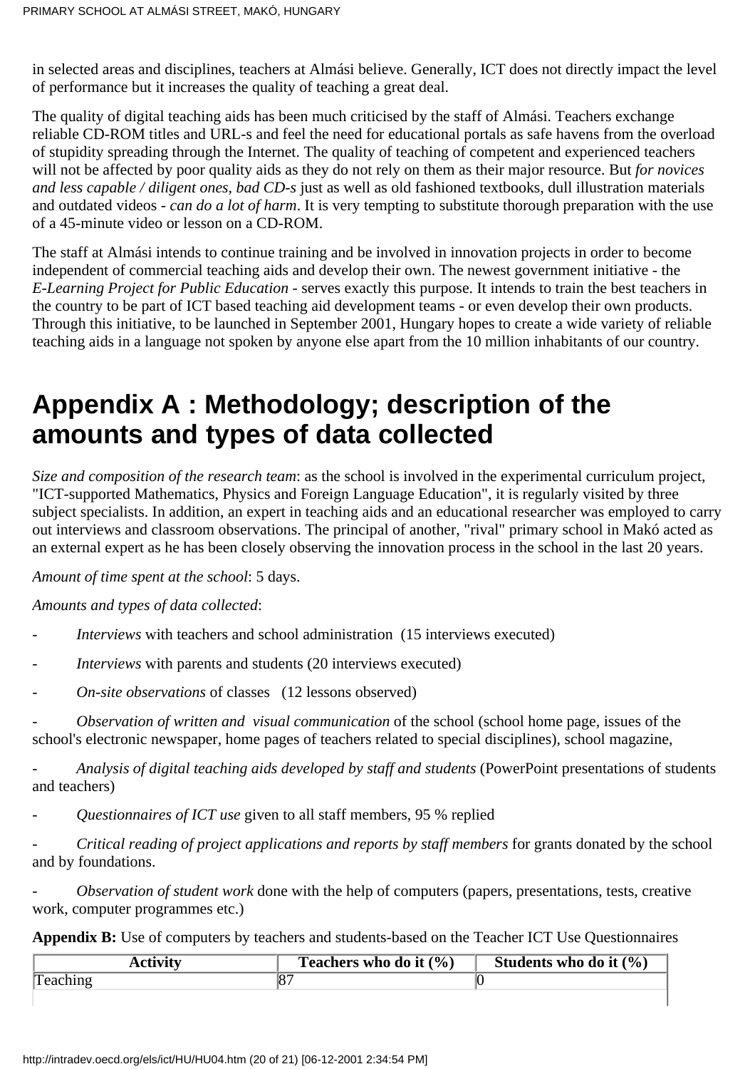in selected areas and disciplines, teachers at Almási believe. Generally, ICT does not directly impact the level of performance but it increases the quality of teaching a great deal.

The quality of digital teaching aids has been much criticised by the staff of Almási. Teachers exchange reliable CD-ROM titles and URL-s and feel the need for educational portals as safe havens from the overload of stupidity spreading through the Internet. The quality of teaching of competent and experienced teachers will not be affected by poor quality aids as they do not rely on them as their major resource. But *for novices and less capable / diligent ones, bad CD-s* just as well as old fashioned textbooks, dull illustration materials and outdated videos - *can do a lot of harm*. It is very tempting to substitute thorough preparation with the use of a 45-minute video or lesson on a CD-ROM.

The staff at Almási intends to continue training and be involved in innovation projects in order to become independent of commercial teaching aids and develop their own. The newest government initiative - the *E-Learning Project for Public Education* - serves exactly this purpose. It intends to train the best teachers in the country to be part of ICT based teaching aid development teams - or even develop their own products. Through this initiative, to be launched in September 2001, Hungary hopes to create a wide variety of reliable teaching aids in a language not spoken by anyone else apart from the 10 million inhabitants of our country.

# Appendix A : Methodology; description of the amounts and types of data collected

*Size and composition of the research team*: as the school is involved in the experimental curriculum project, "ICT-supported Mathematics, Physics and Foreign Language Education", it is regularly visited by three subject specialists. In addition, an expert in teaching aids and an educational researcher was employed to carry out interviews and classroom observations. The principal of another, "rival" primary school in Makó acted as an external expert as he has been closely observing the innovation process in the school in the last 20 years.

*Amount of time spent at the school*: 5 days.

*Amounts and types of data collected*:

- *Interviews* with teachers and school administration (15 interviews executed)
- *Interviews* with parents and students (20 interviews executed)
- *On-site observations* of classes (12 lessons observed)
- *Observation of written and visual communication* of the school (school home page, issues of the school's electronic newspaper, home pages of teachers related to special disciplines), school magazine,
- *Analysis of digital teaching aids developed by staff and students* (PowerPoint presentations of students and teachers)
- *Questionnaires of ICT use* given to all staff members, 95 % replied
- *Critical reading of project applications and reports by staff members* for grants donated by the school and by foundations.
- *Observation of student work* done with the help of computers (papers, presentations, tests, creative work, computer programmes etc.)

**Appendix B:** Use of computers by teachers and students-based on the Teacher ICT Use Questionnaires

| Activity | Teachers who do it (%) | Students who do it (%) |
|---|---|---|
| Teaching | 87 | 0 |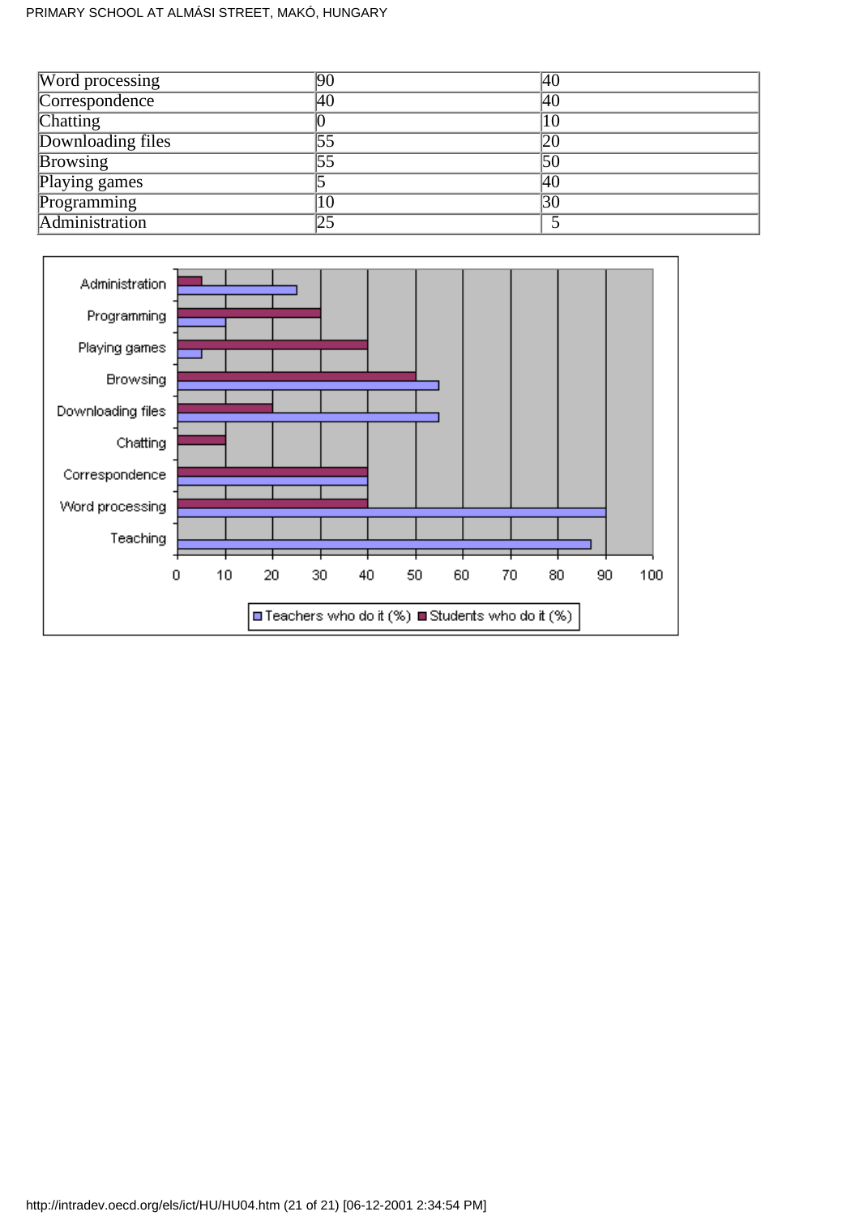| | | |
|---|---|---|
| Word processing | 90 | 40 |
| Correspondence | 40 | 40 |
| Chatting | 0 | 10 |
| Downloading files | 55 | 20 |
| Browsing | 55 | 50 |
| Playing games | 5 | 40 |
| Programming | 10 | 30 |
| Administration | 25 | 5 |

Administration
Programming
Playing games
Browsing
Downloading files
Chatting
Correspondence
Word processing
Teaching

0 10 20 30 40 50 60 70 80 90 100

Teachers who do it (%) Students who do it (%)